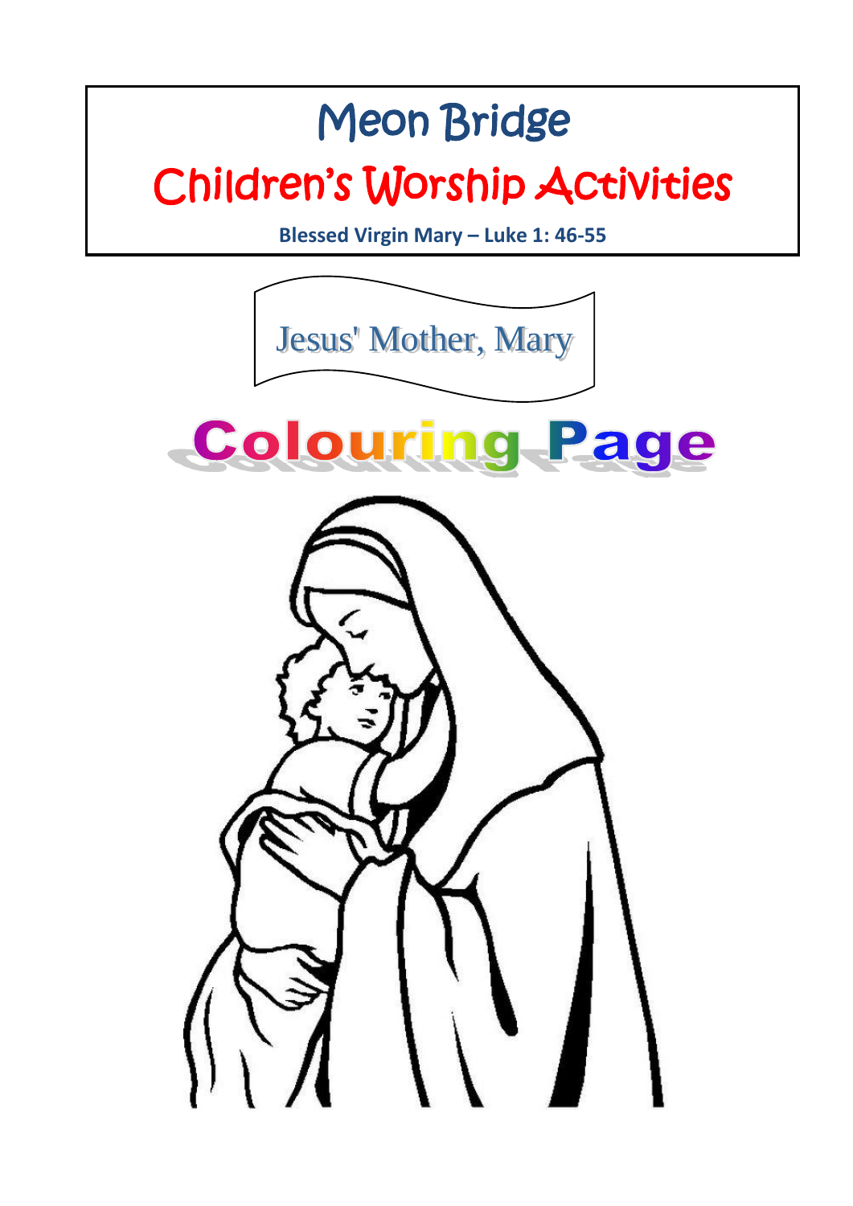# Meon Bridge

## Children's Worship Activities

**Blessed Virgin Mary – Luke 1: 46-55**

Jesus' Mother, Mary

## Colouring Page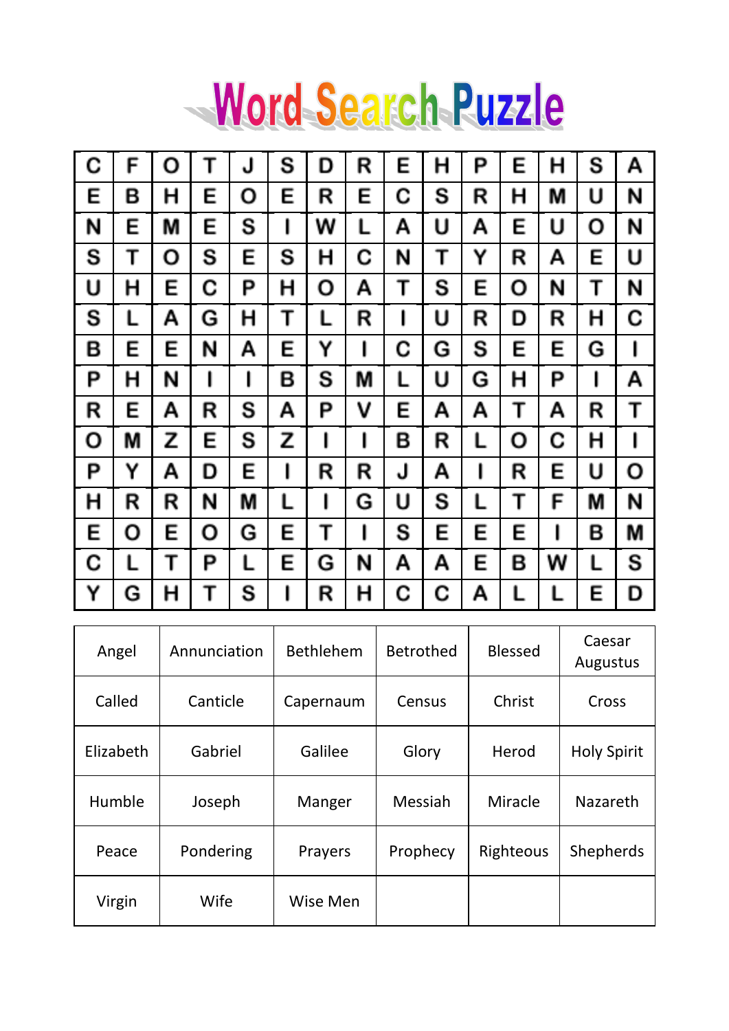# Word Search Puzzle

| | | | | | | | | | | | | | | |
|---|---|---|---|---|---|---|---|---|---|---|---|---|---|---|
| C | F | O | T | J | S | D | R | E | H | P | E | H | S | A |
| E | B | H | E | O | E | R | E | C | S | R | H | M | U | N |
| N | E | M | E | S | I | W | L | A | U | A | E | U | O | N |
| S | T | O | S | E | S | H | C | N | T | Y | R | A | E | U |
| U | H | E | C | P | H | O | A | T | S | E | O | N | T | N |
| S | L | A | G | H | T | L | R | I | U | R | D | R | H | C |
| B | E | E | N | A | E | Y | I | C | G | S | E | E | G | I |
| P | H | N | I | I | B | S | M | L | U | G | H | P | I | A |
| R | E | A | R | S | A | P | V | E | A | A | T | A | R | T |
| O | M | Z | E | S | Z | I | I | B | R | L | O | C | H | I |
| P | Y | A | D | E | I | R | R | J | A | I | R | E | U | O |
| H | R | R | N | M | L | I | G | U | S | L | T | F | M | N |
| E | O | E | O | G | E | T | I | S | E | E | E | I | B | M |
| C | L | T | P | L | E | G | N | A | A | E | B | W | L | S |
| Y | G | H | T | S | I | R | H | C | C | A | L | L | E | D |

| | | | | | |
|---|---|---|---|---|---|
| Angel | Annunciation | Bethlehem | Betrothed | Blessed | Caesar Augustus |
| Called | Canticle | Capernaum | Census | Christ | Cross |
| Elizabeth | Gabriel | Galilee | Glory | Herod | Holy Spirit |
| Humble | Joseph | Manger | Messiah | Miracle | Nazareth |
| Peace | Pondering | Prayers | Prophecy | Righteous | Shepherds |
| Virgin | Wife | Wise Men | | | |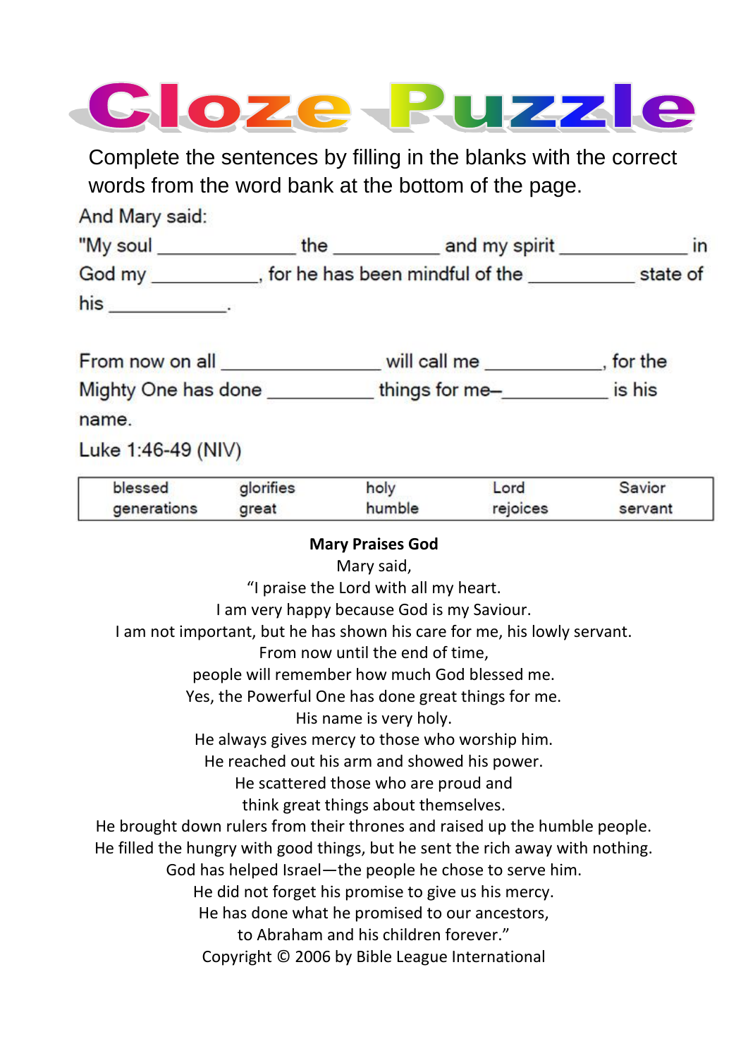# Cloze Puzzle

Complete the sentences by filling in the blanks with the correct words from the word bank at the bottom of the page.

And Mary said:

"My soul _____________ the __________ and my spirit ____________ in God my __________, for he has been mindful of the __________ state of his ___________.

From now on all _______________ will call me ___________, for the Mighty One has done __________ things for me–__________ is his name.

Luke 1:46-49 (NIV)

| | | | | |
|---|---|---|---|---|
| blessed | glorifies | holy | Lord | Savior |
| generations | great | humble | rejoices | servant |

**Mary Praises God**

Mary said,
"I praise the Lord with all my heart.
I am very happy because God is my Saviour.
I am not important, but he has shown his care for me, his lowly servant.
From now until the end of time,
people will remember how much God blessed me.
Yes, the Powerful One has done great things for me.
His name is very holy.
He always gives mercy to those who worship him.
He reached out his arm and showed his power.
He scattered those who are proud and
think great things about themselves.
He brought down rulers from their thrones and raised up the humble people.
He filled the hungry with good things, but he sent the rich away with nothing.
God has helped Israel—the people he chose to serve him.
He did not forget his promise to give us his mercy.
He has done what he promised to our ancestors,
to Abraham and his children forever."
Copyright © 2006 by Bible League International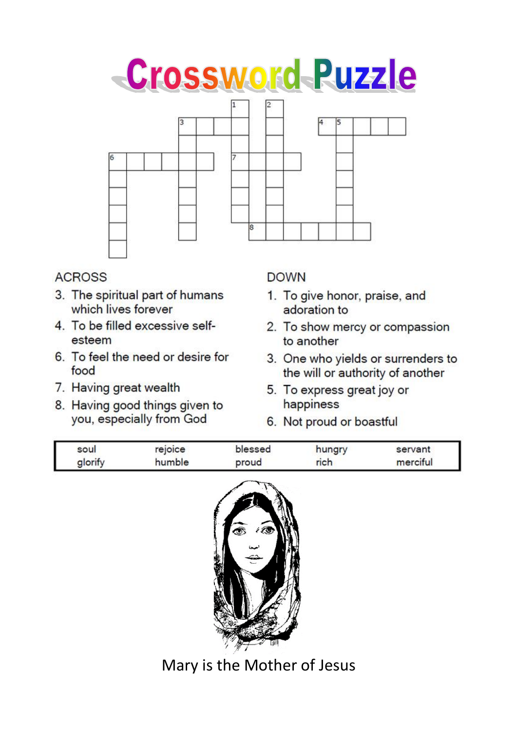# Crossword Puzzle

ACROSS

3. The spiritual part of humans which lives forever
4. To be filled excessive self-esteem
6. To feel the need or desire for food
7. Having great wealth
8. Having good things given to you, especially from God

DOWN

1. To give honor, praise, and adoration to
2. To show mercy or compassion to another
3. One who yields or surrenders to the will or authority of another
5. To express great joy or happiness
6. Not proud or boastful

| | | | | |
|---|---|---|---|---|
| soul | rejoice | blessed | hungry | servant |
| glorify | humble | proud | rich | merciful |

Mary is the Mother of Jesus